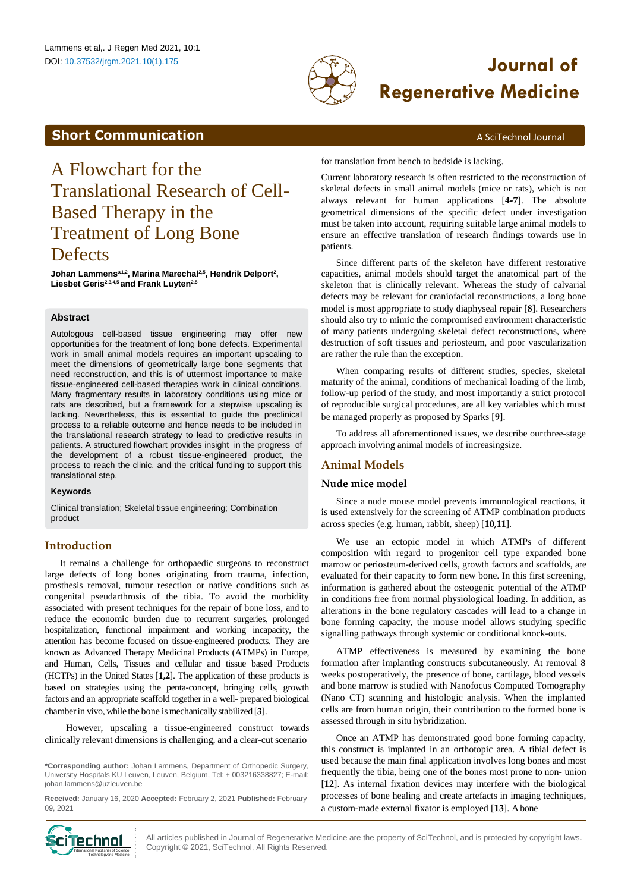**Short Communication**

# A Flowchart for the Translational Research of Cell-Based Therapy in the Treatment of Long Bone Defects

**Johan Lammens*[1,2], Marina Marechal[2,5], Hendrik Delport[2], Liesbet Geris[2,3,4,5] and Frank Luyten[2,5]**

## Abstract

Autologous cell-based tissue engineering may offer new opportunities for the treatment of long bone defects. Experimental work in small animal models requires an important upscaling to meet the dimensions of geometrically large bone segments that need reconstruction, and this is of uttermost importance to make tissue-engineered cell-based therapies work in clinical conditions. Many fragmentary results in laboratory conditions using mice or rats are described, but a framework for a stepwise upscaling is lacking. Nevertheless, this is essential to guide the preclinical process to a reliable outcome and hence needs to be included in the translational research strategy to lead to predictive results in patients. A structured flowchart provides insight in the progress of the development of a robust tissue-engineered product, the process to reach the clinic, and the critical funding to support this translational step.

### Keywords

Clinical translation; Skeletal tissue engineering; Combination product

## Introduction

It remains a challenge for orthopaedic surgeons to reconstruct large defects of long bones originating from trauma, infection, prosthesis removal, tumour resection or native conditions such as congenital pseudarthrosis of the tibia. To avoid the morbidity associated with present techniques for the repair of bone loss, and to reduce the economic burden due to recurrent surgeries, prolonged hospitalization, functional impairment and working incapacity, the attention has become focused on tissue-engineered products. They are known as Advanced Therapy Medicinal Products (ATMPs) in Europe, and Human, Cells, Tissues and cellular and tissue based Products (HCTPs) in the United States [**1,2**]. The application of these products is based on strategies using the penta-concept, bringing cells, growth factors and an appropriate scaffold together in a well- prepared biological chamber in vivo, while the bone is mechanically stabilized [**3**].

However, upscaling a tissue-engineered construct towards clinically relevant dimensions is challenging, and a clear-cut scenario for translation from bench to bedside is lacking.

Current laboratory research is often restricted to the reconstruction of skeletal defects in small animal models (mice or rats), which is not always relevant for human applications [**4-7**]. The absolute geometrical dimensions of the specific defect under investigation must be taken into account, requiring suitable large animal models to ensure an effective translation of research findings towards use in patients.

Since different parts of the skeleton have different restorative capacities, animal models should target the anatomical part of the skeleton that is clinically relevant. Whereas the study of calvarial defects may be relevant for craniofacial reconstructions, a long bone model is most appropriate to study diaphyseal repair [**8**]. Researchers should also try to mimic the compromised environment characteristic of many patients undergoing skeletal defect reconstructions, where destruction of soft tissues and periosteum, and poor vascularization are rather the rule than the exception.

When comparing results of different studies, species, skeletal maturity of the animal, conditions of mechanical loading of the limb, follow-up period of the study, and most importantly a strict protocol of reproducible surgical procedures, are all key variables which must be managed properly as proposed by Sparks [**9**].

To address all aforementioned issues, we describe our three-stage approach involving animal models of increasing size.

## Animal Models

### Nude mice model

Since a nude mouse model prevents immunological reactions, it is used extensively for the screening of ATMP combination products across species (e.g. human, rabbit, sheep) [**10,11**].

We use an ectopic model in which ATMPs of different composition with regard to progenitor cell type expanded bone marrow or periosteum-derived cells, growth factors and scaffolds, are evaluated for their capacity to form new bone. In this first screening, information is gathered about the osteogenic potential of the ATMP in conditions free from normal physiological loading. In addition, as alterations in the bone regulatory cascades will lead to a change in bone forming capacity, the mouse model allows studying specific signalling pathways through systemic or conditional knock-outs.

ATMP effectiveness is measured by examining the bone formation after implanting constructs subcutaneously. At removal 8 weeks postoperatively, the presence of bone, cartilage, blood vessels and bone marrow is studied with Nanofocus Computed Tomography (Nano CT) scanning and histologic analysis. When the implanted cells are from human origin, their contribution to the formed bone is assessed through in situ hybridization.

Once an ATMP has demonstrated good bone forming capacity, this construct is implanted in an orthotopic area. A tibial defect is used because the main final application involves long bones and most frequently the tibia, being one of the bones most prone to non- union [**12**]. As internal fixation devices may interfere with the biological processes of bone healing and create artefacts in imaging techniques, a custom-made external fixator is employed [**13**]. A bone

---

***Corresponding author:** Johan Lammens, Department of Orthopedic Surgery, University Hospitals KU Leuven, Leuven, Belgium, Tel: + 003216338827; E-mail: johan.lammens@uzleuven.be

**Received:** January 16, 2020 **Accepted:** February 2, 2021 **Published:** February 09, 2021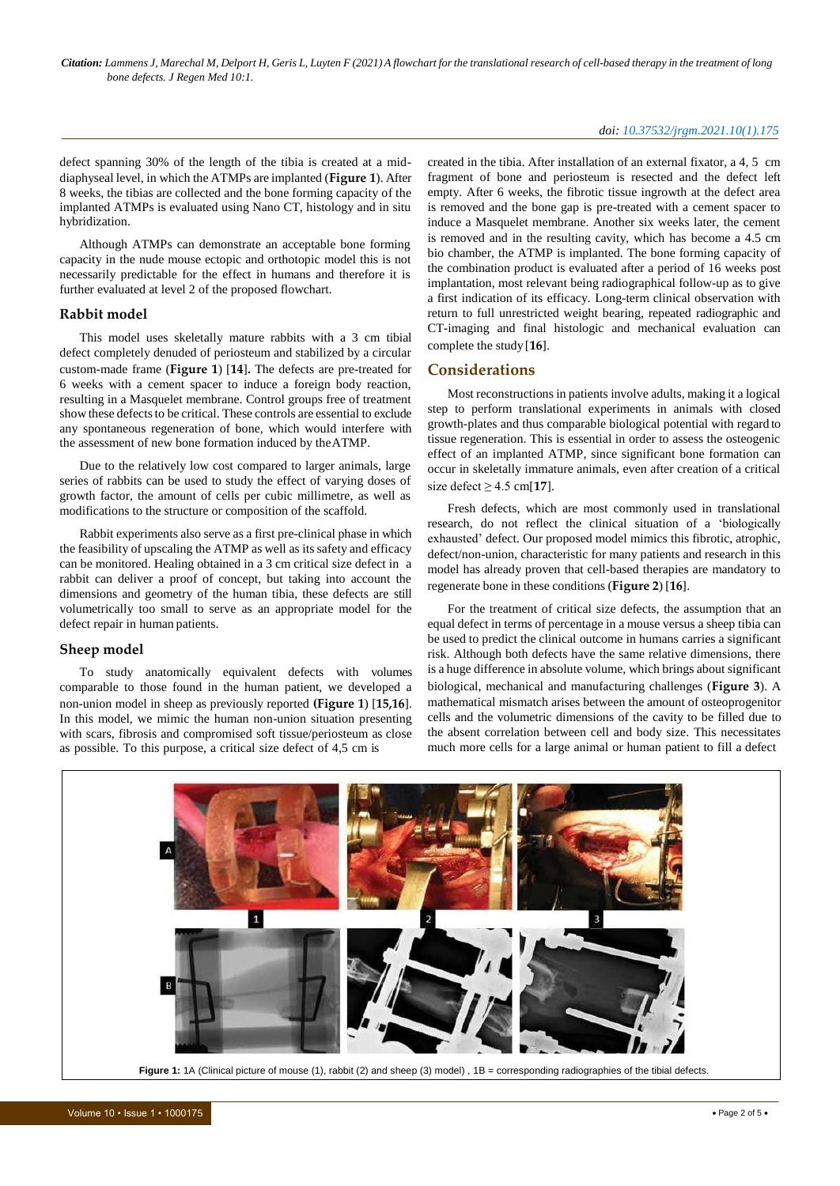defect spanning 30% of the length of the tibia is created at a mid-diaphyseal level, in which the ATMPs are implanted (**Figure 1**). After 8 weeks, the tibias are collected and the bone forming capacity of the implanted ATMPs is evaluated using Nano CT, histology and in situ hybridization.

Although ATMPs can demonstrate an acceptable bone forming capacity in the nude mouse ectopic and orthotopic model this is not necessarily predictable for the effect in humans and therefore it is further evaluated at level 2 of the proposed flowchart.

### Rabbit model

This model uses skeletally mature rabbits with a 3 cm tibial defect completely denuded of periosteum and stabilized by a circular custom-made frame (**Figure 1**) [**14**]. The defects are pre-treated for 6 weeks with a cement spacer to induce a foreign body reaction, resulting in a Masquelet membrane. Control groups free of treatment show these defects to be critical. These controls are essential to exclude any spontaneous regeneration of bone, which would interfere with the assessment of new bone formation induced by theATMP.

Due to the relatively low cost compared to larger animals, large series of rabbits can be used to study the effect of varying doses of growth factor, the amount of cells per cubic millimetre, as well as modifications to the structure or composition of the scaffold.

Rabbit experiments also serve as a first pre-clinical phase in which the feasibility of upscaling the ATMP as well as its safety and efficacy can be monitored. Healing obtained in a 3 cm critical size defect in a rabbit can deliver a proof of concept, but taking into account the dimensions and geometry of the human tibia, these defects are still volumetrically too small to serve as an appropriate model for the defect repair in human patients.

### Sheep model

To study anatomically equivalent defects with volumes comparable to those found in the human patient, we developed a non-union model in sheep as previously reported **(Figure 1)** [**15**,**16**]. In this model, we mimic the human non-union situation presenting with scars, fibrosis and compromised soft tissue/periosteum as close as possible. To this purpose, a critical size defect of 4,5 cm is created in the tibia. After installation of an external fixator, a 4, 5 cm fragment of bone and periosteum is resected and the defect left empty. After 6 weeks, the fibrotic tissue ingrowth at the defect area is removed and the bone gap is pre-treated with a cement spacer to induce a Masquelet membrane. Another six weeks later, the cement is removed and in the resulting cavity, which has become a 4.5 cm bio chamber, the ATMP is implanted. The bone forming capacity of the combination product is evaluated after a period of 16 weeks post implantation, most relevant being radiographical follow-up as to give a first indication of its efficacy. Long-term clinical observation with return to full unrestricted weight bearing, repeated radiographic and CT-imaging and final histologic and mechanical evaluation can complete the study [**16**].

## Considerations

Most reconstructions in patients involve adults, making it a logical step to perform translational experiments in animals with closed growth-plates and thus comparable biological potential with regard to tissue regeneration. This is essential in order to assess the osteogenic effect of an implanted ATMP, since significant bone formation can occur in skeletally immature animals, even after creation of a critical size defect ≥ 4.5 cm[**17**].

Fresh defects, which are most commonly used in translational research, do not reflect the clinical situation of a 'biologically exhausted' defect. Our proposed model mimics this fibrotic, atrophic, defect/non-union, characteristic for many patients and research in this model has already proven that cell-based therapies are mandatory to regenerate bone in these conditions (**Figure 2**) [**16**].

For the treatment of critical size defects, the assumption that an equal defect in terms of percentage in a mouse versus a sheep tibia can be used to predict the clinical outcome in humans carries a significant risk. Although both defects have the same relative dimensions, there is a huge difference in absolute volume, which brings about significant biological, mechanical and manufacturing challenges (**Figure 3**). A mathematical mismatch arises between the amount of osteoprogenitor cells and the volumetric dimensions of the cavity to be filled due to the absent correlation between cell and body size. This necessitates much more cells for a large animal or human patient to fill a defect

**Figure 1:** 1A (Clinical picture of mouse (1), rabbit (2) and sheep (3) model) , 1B = corresponding radiographies of the tibial defects.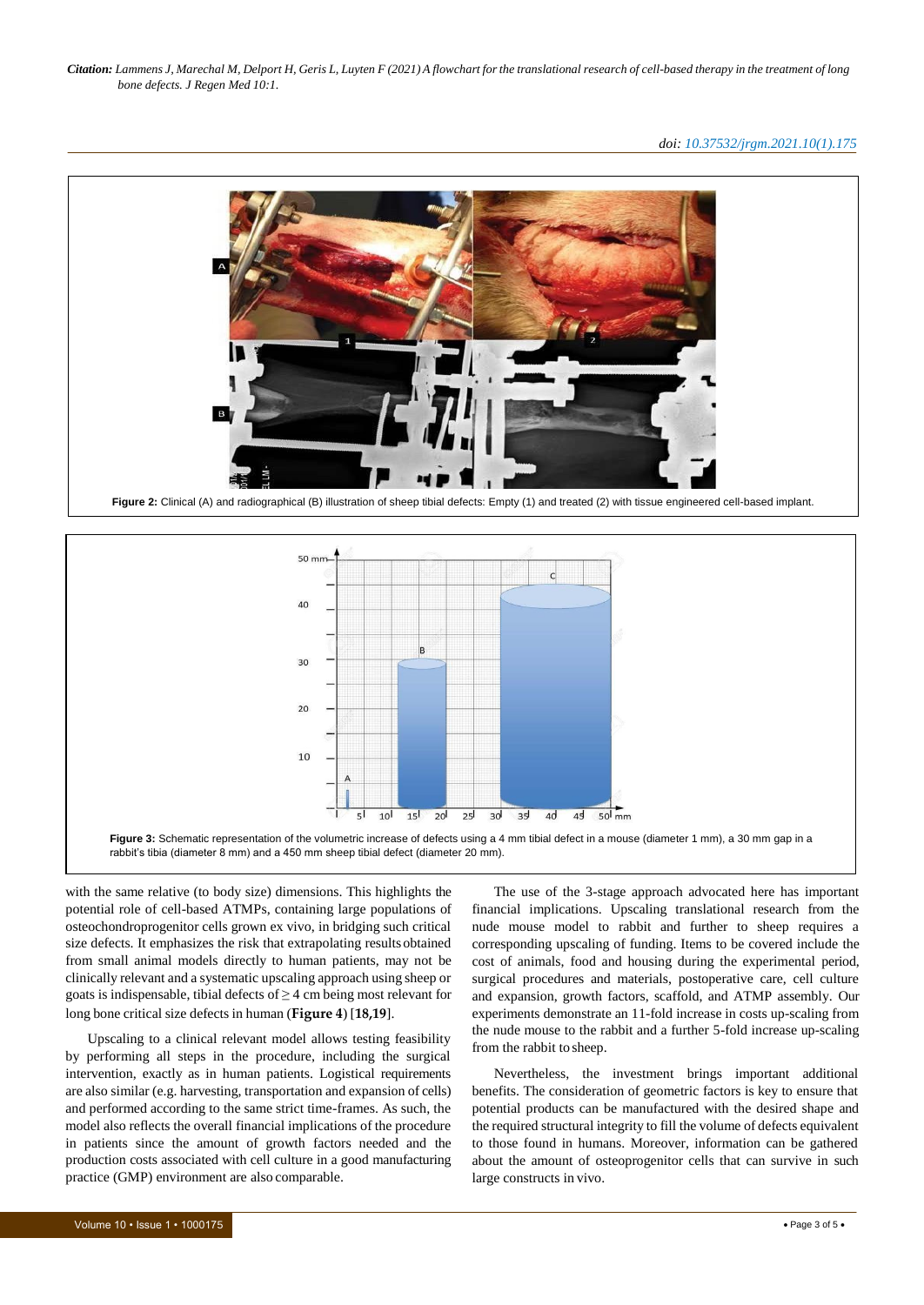Figure 2: Clinical (A) and radiographical (B) illustration of sheep tibial defects: Empty (1) and treated (2) with tissue engineered cell-based implant.

Figure 3: Schematic representation of the volumetric increase of defects using a 4 mm tibial defect in a mouse (diameter 1 mm), a 30 mm gap in a rabbit's tibia (diameter 8 mm) and a 450 mm sheep tibial defect (diameter 20 mm).

with the same relative (to body size) dimensions. This highlights the potential role of cell-based ATMPs, containing large populations of osteochondroprogenitor cells grown ex vivo, in bridging such critical size defects. It emphasizes the risk that extrapolating results obtained from small animal models directly to human patients, may not be clinically relevant and a systematic upscaling approach using sheep or goats is indispensable, tibial defects of ≥ 4 cm being most relevant for long bone critical size defects in human (**Figure 4**) [**18,19**].

Upscaling to a clinical relevant model allows testing feasibility by performing all steps in the procedure, including the surgical intervention, exactly as in human patients. Logistical requirements are also similar (e.g. harvesting, transportation and expansion of cells) and performed according to the same strict time-frames. As such, the model also reflects the overall financial implications of the procedure in patients since the amount of growth factors needed and the production costs associated with cell culture in a good manufacturing practice (GMP) environment are also comparable.

The use of the 3-stage approach advocated here has important financial implications. Upscaling translational research from the nude mouse model to rabbit and further to sheep requires a corresponding upscaling of funding. Items to be covered include the cost of animals, food and housing during the experimental period, surgical procedures and materials, postoperative care, cell culture and expansion, growth factors, scaffold, and ATMP assembly. Our experiments demonstrate an 11-fold increase in costs up-scaling from the nude mouse to the rabbit and a further 5-fold increase up-scaling from the rabbit to sheep.

Nevertheless, the investment brings important additional benefits. The consideration of geometric factors is key to ensure that potential products can be manufactured with the desired shape and the required structural integrity to fill the volume of defects equivalent to those found in humans. Moreover, information can be gathered about the amount of osteoprogenitor cells that can survive in such large constructs in vivo.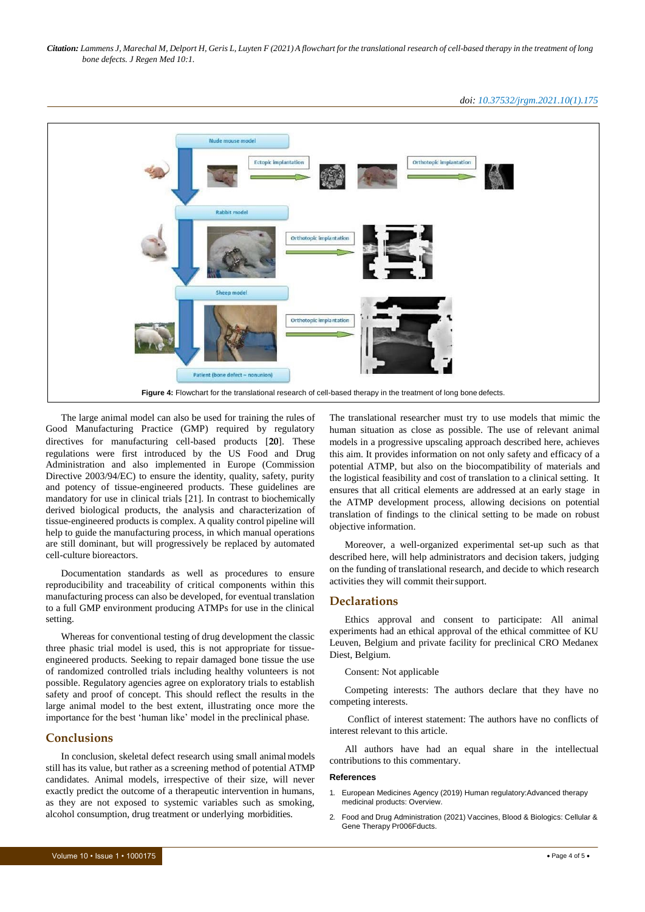**Figure 4:** Flowchart for the translational research of cell-based therapy in the treatment of long bone defects.

The large animal model can also be used for training the rules of Good Manufacturing Practice (GMP) required by regulatory directives for manufacturing cell-based products [**20**]. These regulations were first introduced by the US Food and Drug Administration and also implemented in Europe (Commission Directive 2003/94/EC) to ensure the identity, quality, safety, purity and potency of tissue-engineered products. These guidelines are mandatory for use in clinical trials [21]. In contrast to biochemically derived biological products, the analysis and characterization of tissue-engineered products is complex. A quality control pipeline will help to guide the manufacturing process, in which manual operations are still dominant, but will progressively be replaced by automated cell-culture bioreactors.

Documentation standards as well as procedures to ensure reproducibility and traceability of critical components within this manufacturing process can also be developed, for eventual translation to a full GMP environment producing ATMPs for use in the clinical setting.

Whereas for conventional testing of drug development the classic three phasic trial model is used, this is not appropriate for tissue-engineered products. Seeking to repair damaged bone tissue the use of randomized controlled trials including healthy volunteers is not possible. Regulatory agencies agree on exploratory trials to establish safety and proof of concept. This should reflect the results in the large animal model to the best extent, illustrating once more the importance for the best 'human like' model in the preclinical phase.

## Conclusions

In conclusion, skeletal defect research using small animal models still has its value, but rather as a screening method of potential ATMP candidates. Animal models, irrespective of their size, will never exactly predict the outcome of a therapeutic intervention in humans, as they are not exposed to systemic variables such as smoking, alcohol consumption, drug treatment or underlying morbidities. The translational researcher must try to use models that mimic the human situation as close as possible. The use of relevant animal models in a progressive upscaling approach described here, achieves this aim. It provides information on not only safety and efficacy of a potential ATMP, but also on the biocompatibility of materials and the logistical feasibility and cost of translation to a clinical setting. It ensures that all critical elements are addressed at an early stage in the ATMP development process, allowing decisions on potential translation of findings to the clinical setting to be made on robust objective information.

Moreover, a well-organized experimental set-up such as that described here, will help administrators and decision takers, judging on the funding of translational research, and decide to which research activities they will commit their support.

## Declarations

Ethics approval and consent to participate: All animal experiments had an ethical approval of the ethical committee of KU Leuven, Belgium and private facility for preclinical CRO Medanex Diest, Belgium.

Consent: Not applicable

Competing interests: The authors declare that they have no competing interests.

Conflict of interest statement: The authors have no conflicts of interest relevant to this article.

All authors have had an equal share in the intellectual contributions to this commentary.

### References

1. European Medicines Agency (2019) Human regulatory:Advanced therapy medicinal products: Overview.
2. Food and Drug Administration (2021) Vaccines, Blood & Biologics: Cellular & Gene Therapy Pr006Fducts.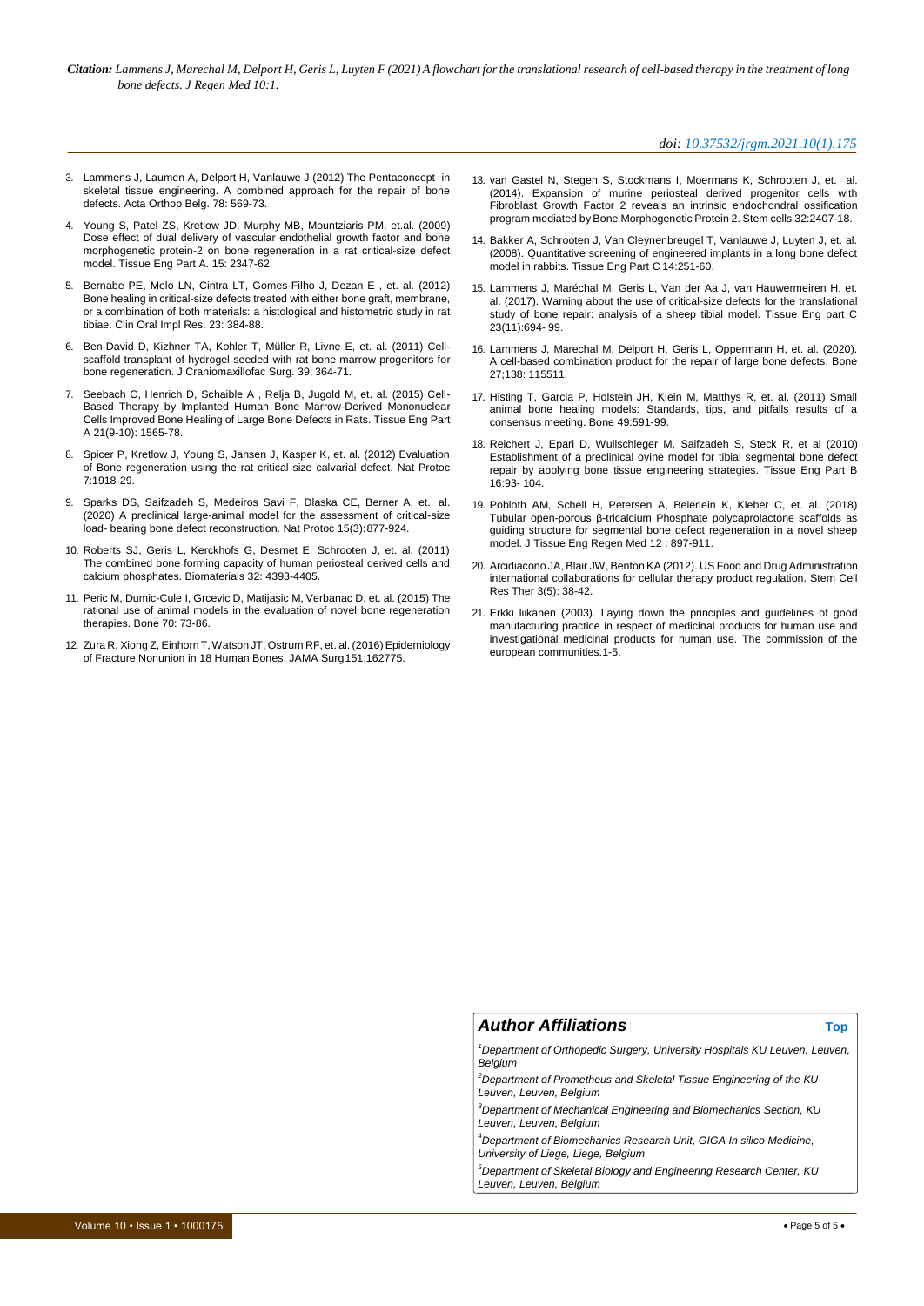3. Lammens J, Laumen A, Delport H, Vanlauwe J (2012) The Pentaconcept in skeletal tissue engineering. A combined approach for the repair of bone defects. Acta Orthop Belg. 78: 569-73.

4. Young S, Patel ZS, Kretlow JD, Murphy MB, Mountziaris PM, et.al. (2009) Dose effect of dual delivery of vascular endothelial growth factor and bone morphogenetic protein-2 on bone regeneration in a rat critical-size defect model. Tissue Eng Part A. 15: 2347-62.

5. Bernabe PE, Melo LN, Cintra LT, Gomes-Filho J, Dezan E , et. al. (2012) Bone healing in critical-size defects treated with either bone graft, membrane, or a combination of both materials: a histological and histometric study in rat tibiae. Clin Oral Impl Res. 23: 384-88.

6. Ben-David D, Kizhner TA, Kohler T, Müller R, Livne E, et. al. (2011) Cell-scaffold transplant of hydrogel seeded with rat bone marrow progenitors for bone regeneration. J Craniomaxillofac Surg. 39: 364-71.

7. Seebach C, Henrich D, Schaible A , Relja B, Jugold M, et. al. (2015) Cell-Based Therapy by Implanted Human Bone Marrow-Derived Mononuclear Cells Improved Bone Healing of Large Bone Defects in Rats. Tissue Eng Part A 21(9-10): 1565-78.

8. Spicer P, Kretlow J, Young S, Jansen J, Kasper K, et. al. (2012) Evaluation of Bone regeneration using the rat critical size calvarial defect. Nat Protoc 7:1918-29.

9. Sparks DS, Saifzadeh S, Medeiros Savi F, Dlaska CE, Berner A, et., al. (2020) A preclinical large-animal model for the assessment of critical-size load- bearing bone defect reconstruction. Nat Protoc 15(3):877-924.

10. Roberts SJ, Geris L, Kerckhofs G, Desmet E, Schrooten J, et. al. (2011) The combined bone forming capacity of human periosteal derived cells and calcium phosphates. Biomaterials 32: 4393-4405.

11. Peric M, Dumic-Cule I, Grcevic D, Matijasic M, Verbanac D, et. al. (2015) The rational use of animal models in the evaluation of novel bone regeneration therapies. Bone 70: 73-86.

12. Zura R, Xiong Z, Einhorn T, Watson JT, Ostrum RF, et. al. (2016) Epidemiology of Fracture Nonunion in 18 Human Bones. JAMA Surg151:162775.

13. van Gastel N, Stegen S, Stockmans I, Moermans K, Schrooten J, et. al. (2014). Expansion of murine periosteal derived progenitor cells with Fibroblast Growth Factor 2 reveals an intrinsic endochondral ossification program mediated by Bone Morphogenetic Protein 2. Stem cells 32:2407-18.

14. Bakker A, Schrooten J, Van Cleynenbreugel T, Vanlauwe J, Luyten J, et. al. (2008). Quantitative screening of engineered implants in a long bone defect model in rabbits. Tissue Eng Part C 14:251-60.

15. Lammens J, Maréchal M, Geris L, van der Aa J, van Hauwermeiren H, et. al. (2017). Warning about the use of critical-size defects for the translational study of bone repair: analysis of a sheep tibial model. Tissue Eng part C 23(11):694- 99.

16. Lammens J, Marechal M, Delport H, Geris L, Oppermann H, et. al. (2020). A cell-based combination product for the repair of large bone defects. Bone 27;138: 115511.

17. Histing T, Garcia P, Holstein JH, Klein M, Matthys R, et. al. (2011) Small animal bone healing models: Standards, tips, and pitfalls results of a consensus meeting. Bone 49:591-99.

18. Reichert J, Epari D, Wullschleger M, Saifzadeh S, Steck R, et al (2010) Establishment of a preclinical ovine model for tibial segmental bone defect repair by applying bone tissue engineering strategies. Tissue Eng Part B 16:93- 104.

19. Pobloth AM, Schell H, Petersen A, Beierlein K, Kleber C, et. al. (2018) Tubular open-porous β-tricalcium Phosphate polycaprolactone scaffolds as guiding structure for segmental bone defect regeneration in a novel sheep model. J Tissue Eng Regen Med 12 : 897-911.

20. Arcidiacono JA, Blair JW, Benton KA (2012). US Food and Drug Administration international collaborations for cellular therapy product regulation. Stem Cell Res Ther 3(5): 38-42.

21. Erkki liikanen (2003). Laying down the principles and guidelines of good manufacturing practice in respect of medicinal products for human use and investigational medicinal products for human use. The commission of the european communities.1-5.

## Author Affiliations

[1]*Department of Orthopedic Surgery, University Hospitals KU Leuven, Leuven, Belgium*

[2]*Department of Prometheus and Skeletal Tissue Engineering of the KU Leuven, Leuven, Belgium*

[3]*Department of Mechanical Engineering and Biomechanics Section, KU Leuven, Leuven, Belgium*

[4]*Department of Biomechanics Research Unit, GIGA In silico Medicine, University of Liege, Liege, Belgium*

[5]*Department of Skeletal Biology and Engineering Research Center, KU Leuven, Leuven, Belgium*